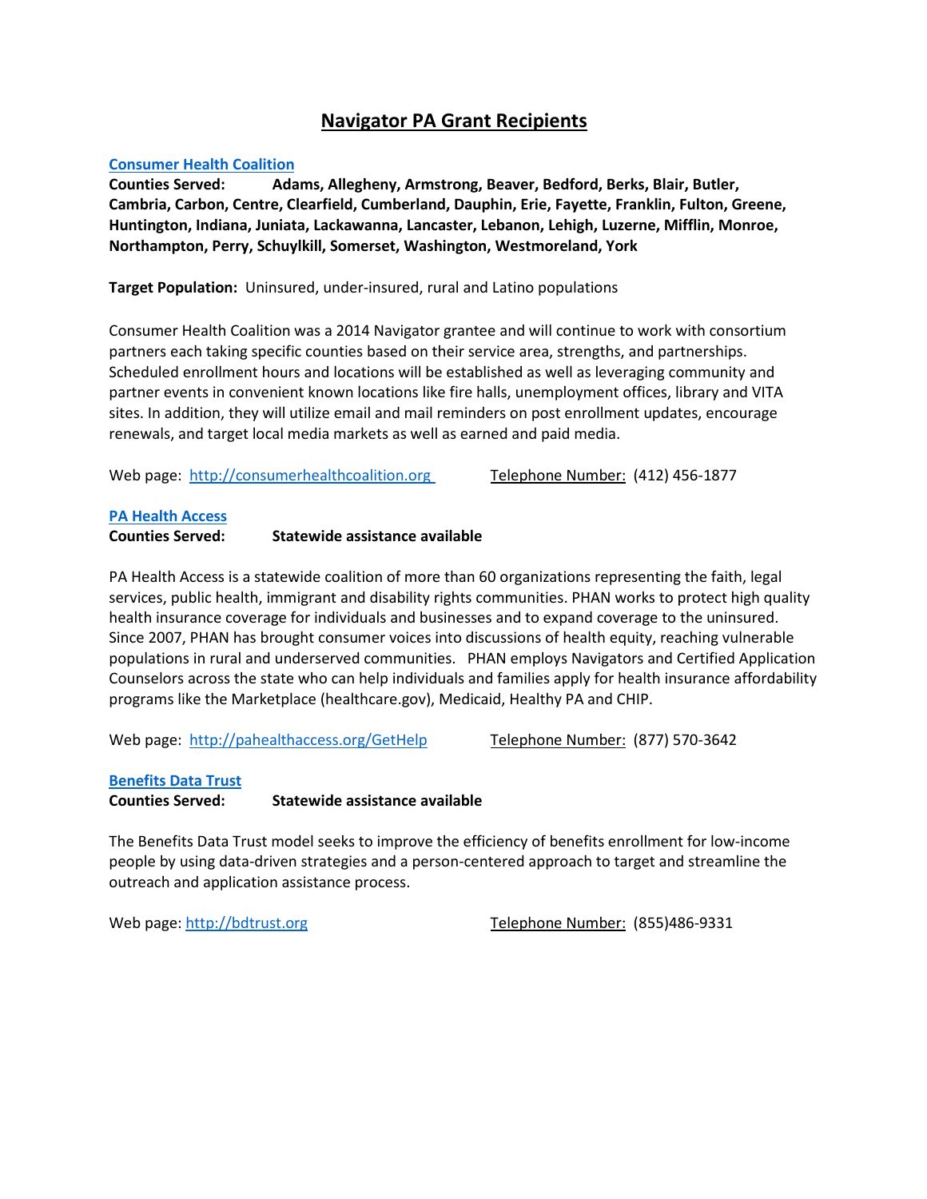# Navigator PA Grant Recipients

## Consumer Health Coalition

**Counties Served: Adams, Allegheny, Armstrong, Beaver, Bedford, Berks, Blair, Butler, Cambria, Carbon, Centre, Clearfield, Cumberland, Dauphin, Erie, Fayette, Franklin, Fulton, Greene, Huntington, Indiana, Juniata, Lackawanna, Lancaster, Lebanon, Lehigh, Luzerne, Mifflin, Monroe, Northampton, Perry, Schuylkill, Somerset, Washington, Westmoreland, York**

**Target Population:** Uninsured, under-insured, rural and Latino populations

Consumer Health Coalition was a 2014 Navigator grantee and will continue to work with consortium partners each taking specific counties based on their service area, strengths, and partnerships. Scheduled enrollment hours and locations will be established as well as leveraging community and partner events in convenient known locations like fire halls, unemployment offices, library and VITA sites. In addition, they will utilize email and mail reminders on post enrollment updates, encourage renewals, and target local media markets as well as earned and paid media.

Web page: http://consumerhealthcoalition.org Telephone Number: (412) 456-1877

## PA Health Access

**Counties Served: Statewide assistance available**

PA Health Access is a statewide coalition of more than 60 organizations representing the faith, legal services, public health, immigrant and disability rights communities. PHAN works to protect high quality health insurance coverage for individuals and businesses and to expand coverage to the uninsured. Since 2007, PHAN has brought consumer voices into discussions of health equity, reaching vulnerable populations in rural and underserved communities. PHAN employs Navigators and Certified Application Counselors across the state who can help individuals and families apply for health insurance affordability programs like the Marketplace (healthcare.gov), Medicaid, Healthy PA and CHIP.

Web page: http://pahealthaccess.org/GetHelp Telephone Number: (877) 570-3642

## Benefits Data Trust

**Counties Served: Statewide assistance available**

The Benefits Data Trust model seeks to improve the efficiency of benefits enrollment for low-income people by using data-driven strategies and a person-centered approach to target and streamline the outreach and application assistance process.

Web page: http://bdtrust.org Telephone Number: (855)486-9331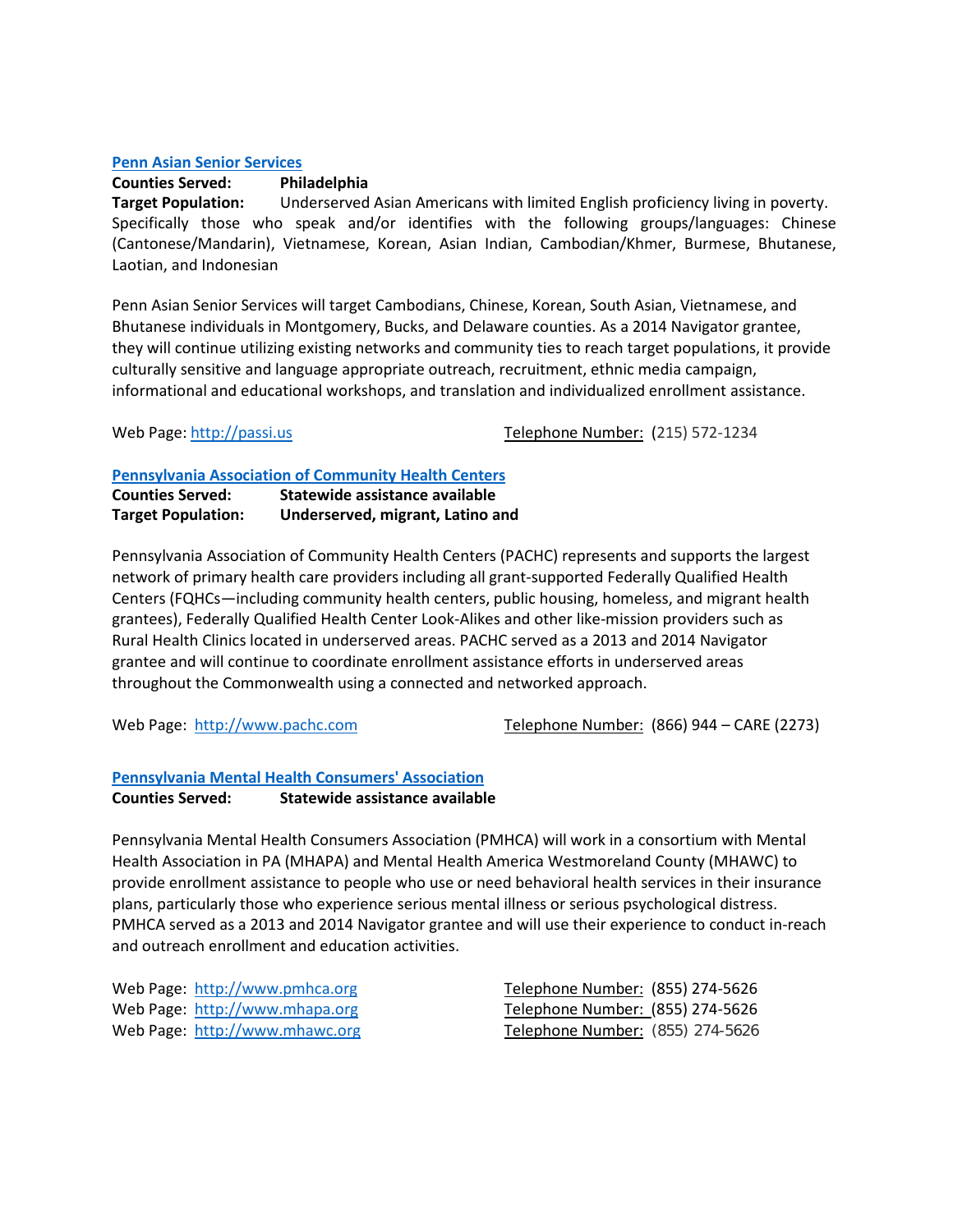## [Penn Asian Senior Services](http://passi.us)

**Counties Served:** **Philadelphia**

**Target Population:** Underserved Asian Americans with limited English proficiency living in poverty. Specifically those who speak and/or identifies with the following groups/languages: Chinese (Cantonese/Mandarin), Vietnamese, Korean, Asian Indian, Cambodian/Khmer, Burmese, Bhutanese, Laotian, and Indonesian

Penn Asian Senior Services will target Cambodians, Chinese, Korean, South Asian, Vietnamese, and Bhutanese individuals in Montgomery, Bucks, and Delaware counties. As a 2014 Navigator grantee, they will continue utilizing existing networks and community ties to reach target populations, it provide culturally sensitive and language appropriate outreach, recruitment, ethnic media campaign, informational and educational workshops, and translation and individualized enrollment assistance.

Web Page: [http://passi.us](http://passi.us) Telephone Number: (215) 572-1234

## [Pennsylvania Association of Community Health Centers](http://www.pachc.com)

**Counties Served:** **Statewide assistance available**

**Target Population:** **Underserved, migrant, Latino and**

Pennsylvania Association of Community Health Centers (PACHC) represents and supports the largest network of primary health care providers including all grant-supported Federally Qualified Health Centers (FQHCs—including community health centers, public housing, homeless, and migrant health grantees), Federally Qualified Health Center Look-Alikes and other like-mission providers such as Rural Health Clinics located in underserved areas. PACHC served as a 2013 and 2014 Navigator grantee and will continue to coordinate enrollment assistance efforts in underserved areas throughout the Commonwealth using a connected and networked approach.

Web Page: [http://www.pachc.com](http://www.pachc.com) Telephone Number: (866) 944 – CARE (2273)

## [Pennsylvania Mental Health Consumers' Association](http://www.pmhca.org)

**Counties Served:** **Statewide assistance available**

Pennsylvania Mental Health Consumers Association (PMHCA) will work in a consortium with Mental Health Association in PA (MHAPA) and Mental Health America Westmoreland County (MHAWC) to provide enrollment assistance to people who use or need behavioral health services in their insurance plans, particularly those who experience serious mental illness or serious psychological distress. PMHCA served as a 2013 and 2014 Navigator grantee and will use their experience to conduct in-reach and outreach enrollment and education activities.

Web Page: [http://www.pmhca.org](http://www.pmhca.org) Telephone Number: (855) 274-5626

Web Page: [http://www.mhapa.org](http://www.mhapa.org) Telephone Number: (855) 274-5626

Web Page: [http://www.mhawc.org](http://www.mhawc.org) Telephone Number: (855) 274-5626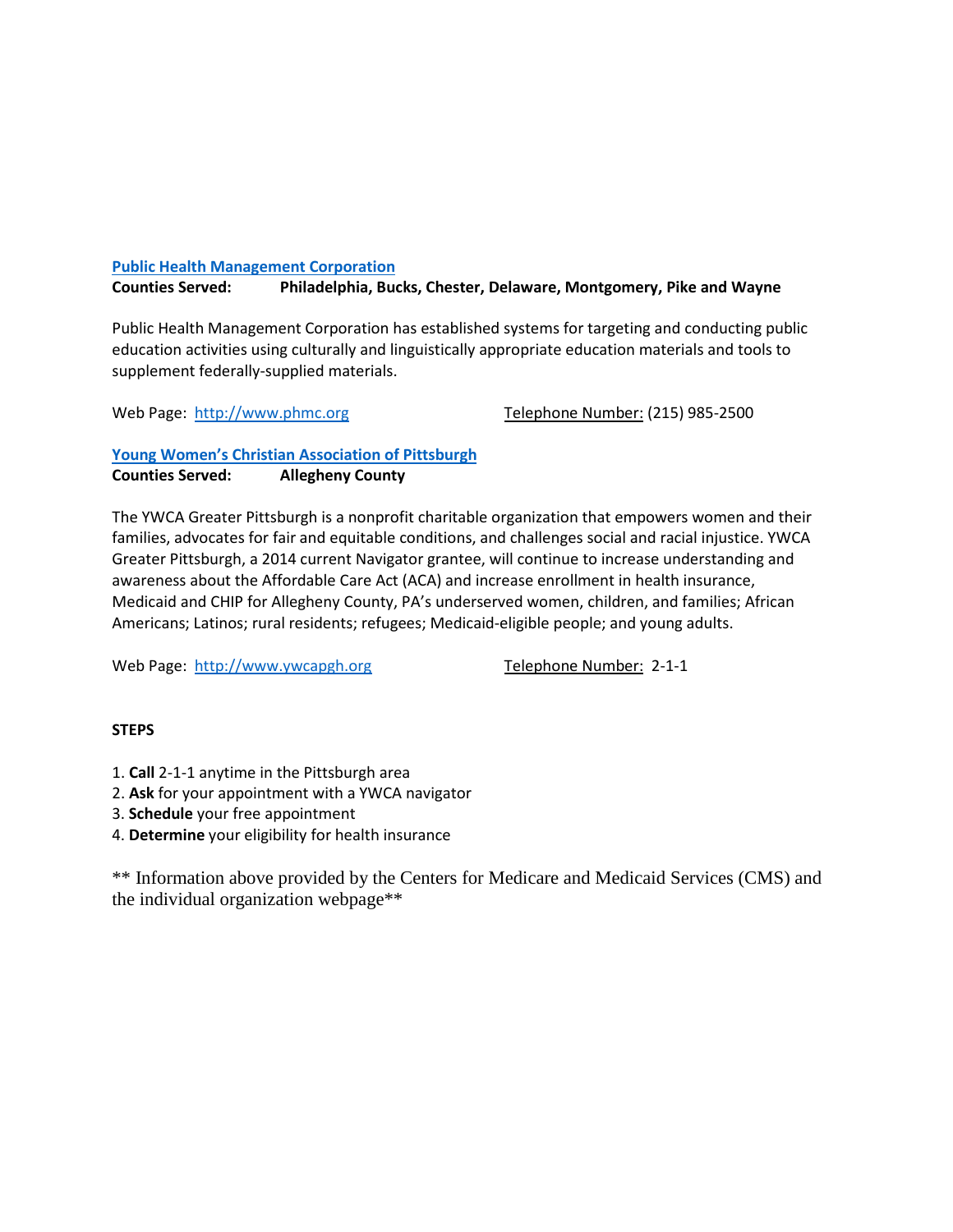**[Public Health Management Corporation](http://www.phmc.org)**
**Counties Served: Philadelphia, Bucks, Chester, Delaware, Montgomery, Pike and Wayne**

Public Health Management Corporation has established systems for targeting and conducting public education activities using culturally and linguistically appropriate education materials and tools to supplement federally-supplied materials.

Web Page: http://www.phmc.org Telephone Number: (215) 985-2500

**[Young Women's Christian Association of Pittsburgh](http://www.ywcapgh.org)**
**Counties Served: Allegheny County**

The YWCA Greater Pittsburgh is a nonprofit charitable organization that empowers women and their families, advocates for fair and equitable conditions, and challenges social and racial injustice. YWCA Greater Pittsburgh, a 2014 current Navigator grantee, will continue to increase understanding and awareness about the Affordable Care Act (ACA) and increase enrollment in health insurance, Medicaid and CHIP for Allegheny County, PA's underserved women, children, and families; African Americans; Latinos; rural residents; refugees; Medicaid-eligible people; and young adults.

Web Page: http://www.ywcapgh.org Telephone Number: 2-1-1

**STEPS**

1. **Call** 2-1-1 anytime in the Pittsburgh area
2. **Ask** for your appointment with a YWCA navigator
3. **Schedule** your free appointment
4. **Determine** your eligibility for health insurance

** Information above provided by the Centers for Medicare and Medicaid Services (CMS) and the individual organization webpage**